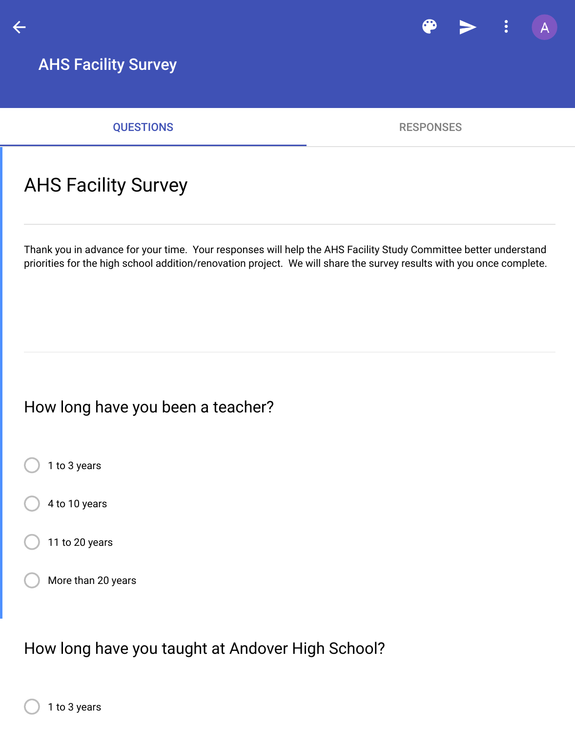# AHS Facility Survey

QUESTIONS | RESPONSES

## AHS Facility Survey

Thank you in advance for your time. Your responses will help the AHS Facility Study Committee better understand priorities for the high school addition/renovation project. We will share the survey results with you once complete.

### How long have you been a teacher?

- 1 to 3 years
- 4 to 10 years
- 11 to 20 years
- More than 20 years

### How long have you taught at Andover High School?

- 1 to 3 years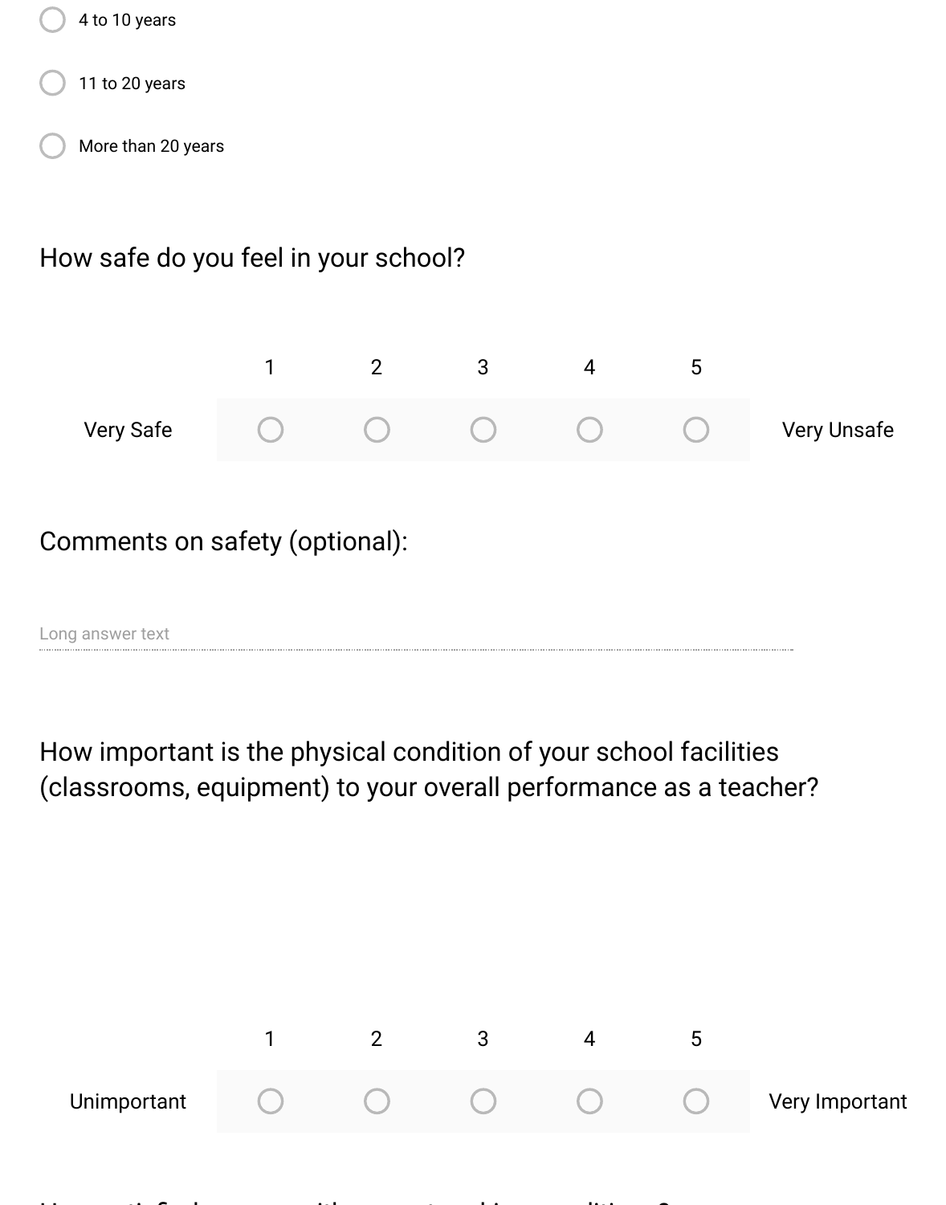- ○ 4 to 10 years
- ○ 11 to 20 years
- ○ More than 20 years

How safe do you feel in your school?

| | 1 | 2 | 3 | 4 | 5 | |
|---|---|---|---|---|---|---|
| Very Safe | ○ | ○ | ○ | ○ | ○ | Very Unsafe |

Comments on safety (optional):

Long answer text

How important is the physical condition of your school facilities (classrooms, equipment) to your overall performance as a teacher?

| | 1 | 2 | 3 | 4 | 5 | |
|---|---|---|---|---|---|---|
| Unimportant | ○ | ○ | ○ | ○ | ○ | Very Important |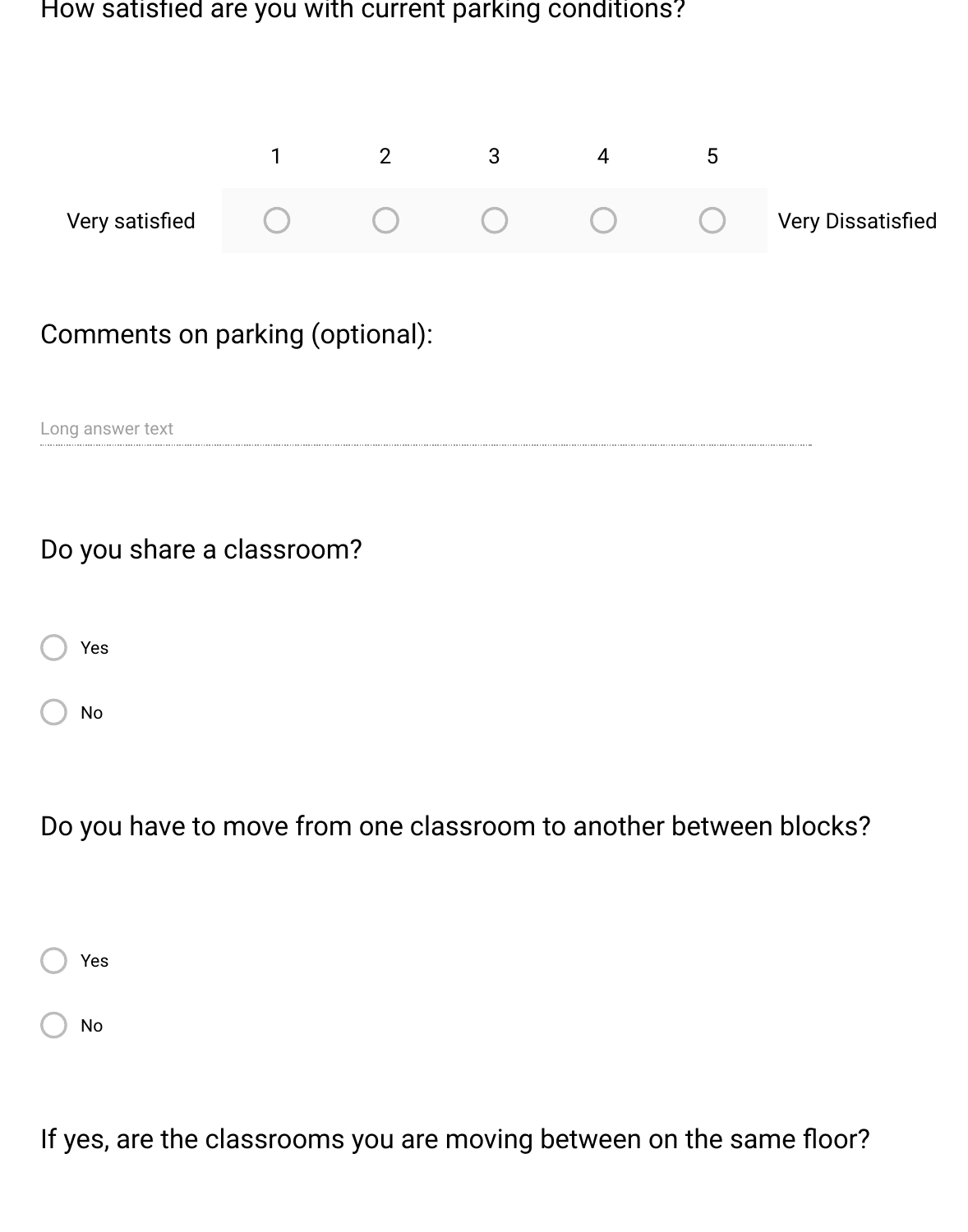How satisfied are you with current parking conditions?

| | 1 | 2 | 3 | 4 | 5 | |
|---|---|---|---|---|---|---|
| Very satisfied | ○ | ○ | ○ | ○ | ○ | Very Dissatisfied |

Comments on parking (optional):

Long answer text

Do you share a classroom?

- ○ Yes
- ○ No

Do you have to move from one classroom to another between blocks?

- ○ Yes
- ○ No

If yes, are the classrooms you are moving between on the same floor?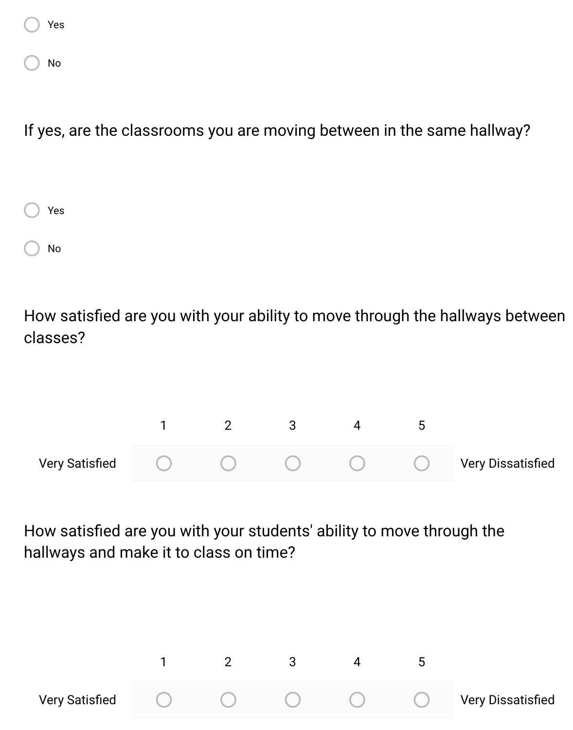- ○ Yes
- ○ No

If yes, are the classrooms you are moving between in the same hallway?

- ○ Yes
- ○ No

How satisfied are you with your ability to move through the hallways between classes?

| | 1 | 2 | 3 | 4 | 5 | |
|---|---|---|---|---|---|---|
| Very Satisfied | ○ | ○ | ○ | ○ | ○ | Very Dissatisfied |

How satisfied are you with your students' ability to move through the hallways and make it to class on time?

| | 1 | 2 | 3 | 4 | 5 | |
|---|---|---|---|---|---|---|
| Very Satisfied | ○ | ○ | ○ | ○ | ○ | Very Dissatisfied |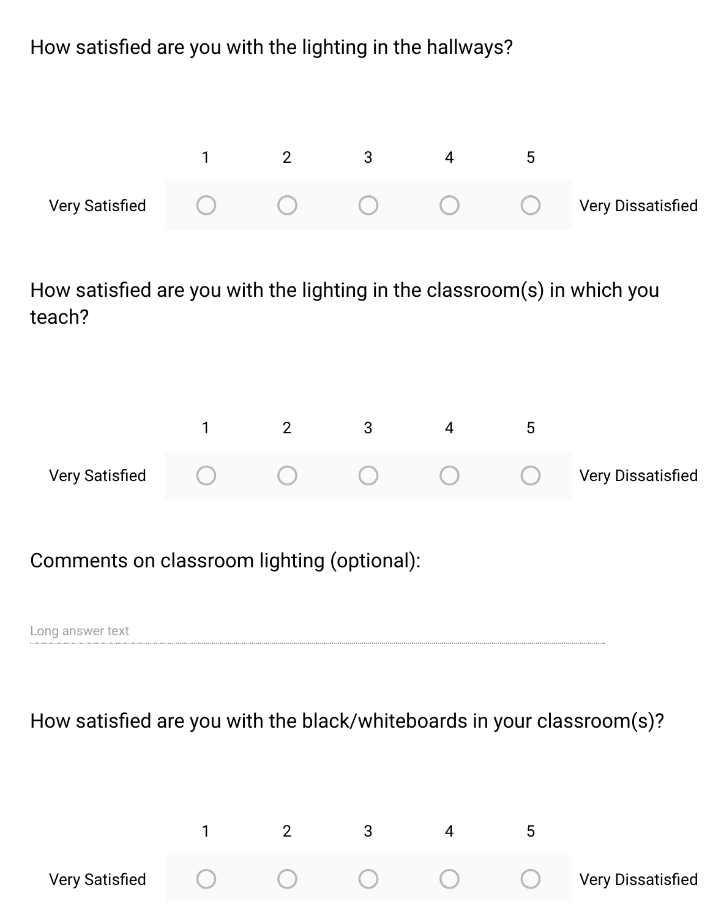How satisfied are you with the lighting in the hallways?

| | 1 | 2 | 3 | 4 | 5 | |
|---|---|---|---|---|---|---|
| Very Satisfied | ○ | ○ | ○ | ○ | ○ | Very Dissatisfied |

How satisfied are you with the lighting in the classroom(s) in which you teach?

| | 1 | 2 | 3 | 4 | 5 | |
|---|---|---|---|---|---|---|
| Very Satisfied | ○ | ○ | ○ | ○ | ○ | Very Dissatisfied |

Comments on classroom lighting (optional):

Long answer text

How satisfied are you with the black/whiteboards in your classroom(s)?

| | 1 | 2 | 3 | 4 | 5 | |
|---|---|---|---|---|---|---|
| Very Satisfied | ○ | ○ | ○ | ○ | ○ | Very Dissatisfied |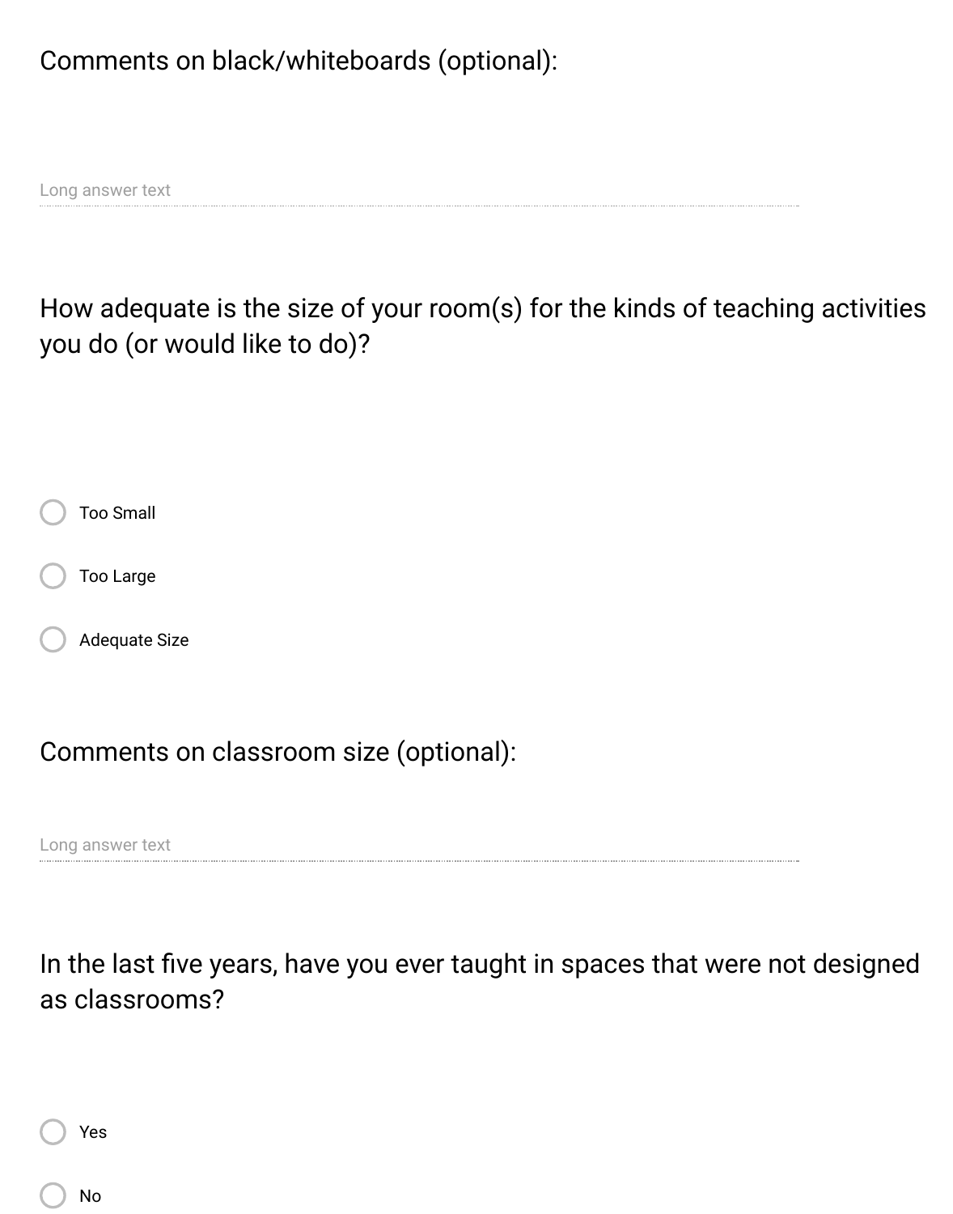Comments on black/whiteboards (optional):

Long answer text

How adequate is the size of your room(s) for the kinds of teaching activities you do (or would like to do)?

- Too Small
- Too Large
- Adequate Size

Comments on classroom size (optional):

Long answer text

In the last five years, have you ever taught in spaces that were not designed as classrooms?

- Yes
- No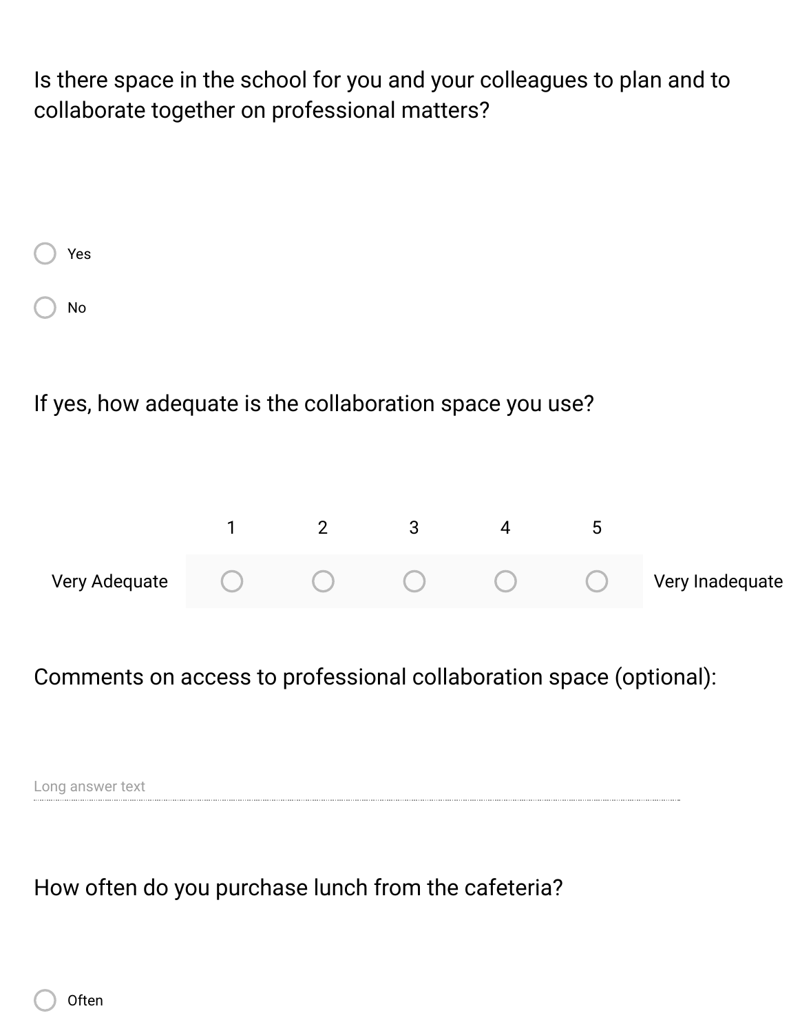Is there space in the school for you and your colleagues to plan and to collaborate together on professional matters?

- ○ Yes
- ○ No

If yes, how adequate is the collaboration space you use?

| | 1 | 2 | 3 | 4 | 5 | |
|---|---|---|---|---|---|---|
| Very Adequate | ○ | ○ | ○ | ○ | ○ | Very Inadequate |

Comments on access to professional collaboration space (optional):

Long answer text

How often do you purchase lunch from the cafeteria?

- ○ Often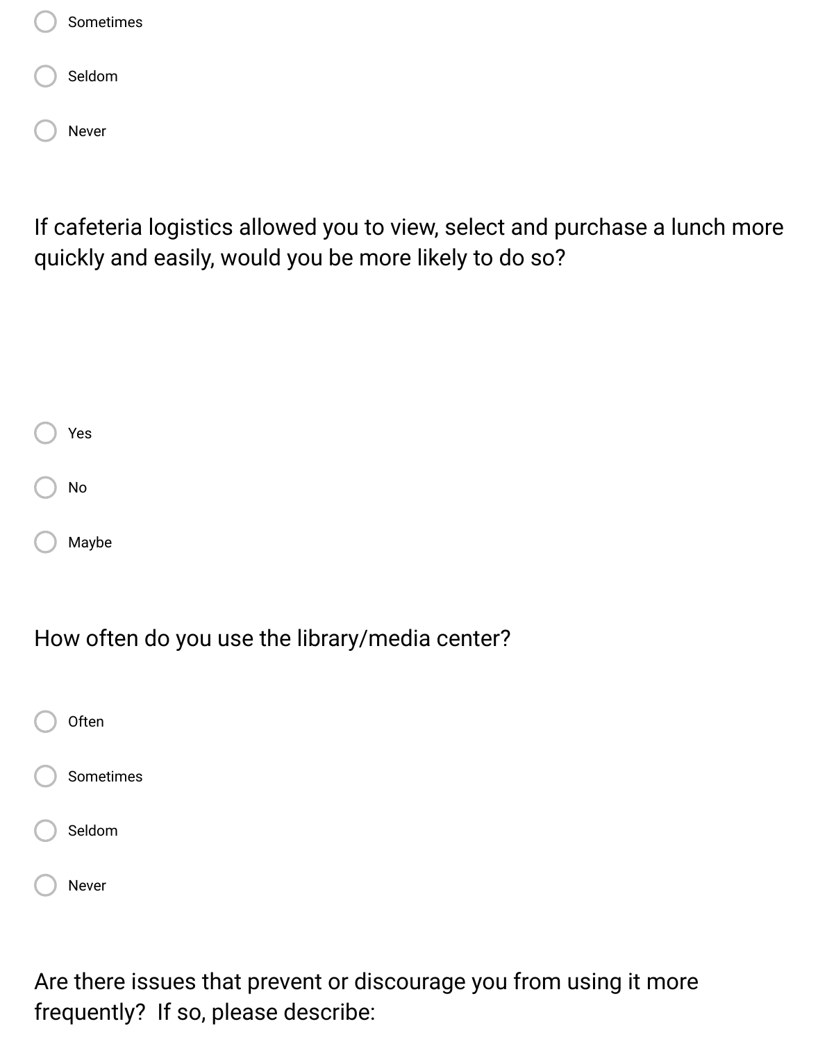- ○ Sometimes
- ○ Seldom
- ○ Never

If cafeteria logistics allowed you to view, select and purchase a lunch more quickly and easily, would you be more likely to do so?

- ○ Yes
- ○ No
- ○ Maybe

How often do you use the library/media center?

- ○ Often
- ○ Sometimes
- ○ Seldom
- ○ Never

Are there issues that prevent or discourage you from using it more frequently? If so, please describe: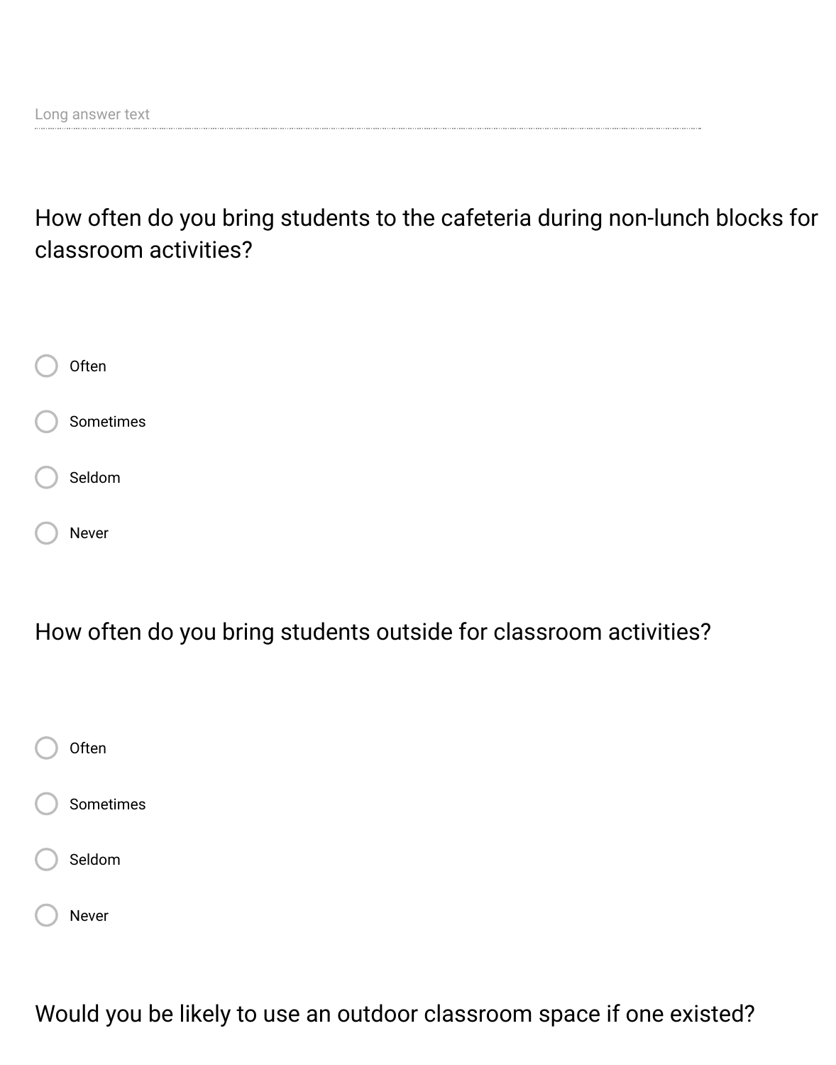Long answer text

How often do you bring students to the cafeteria during non-lunch blocks for classroom activities?

- Often
- Sometimes
- Seldom
- Never

How often do you bring students outside for classroom activities?

- Often
- Sometimes
- Seldom
- Never

Would you be likely to use an outdoor classroom space if one existed?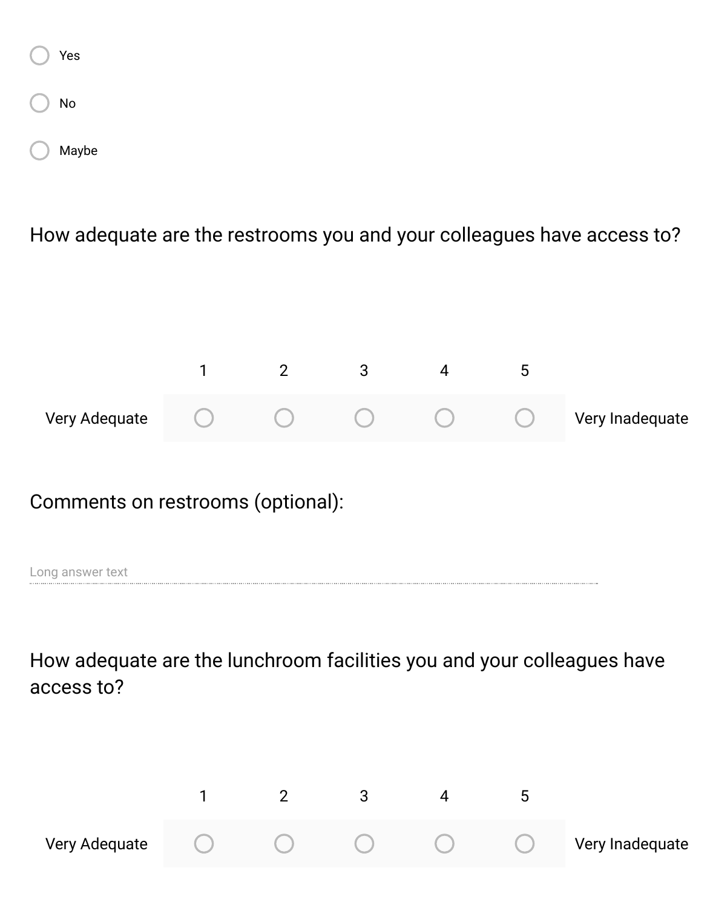- ○ Yes
- ○ No
- ○ Maybe

How adequate are the restrooms you and your colleagues have access to?

| | 1 | 2 | 3 | 4 | 5 | |
|---|---|---|---|---|---|---|
| Very Adequate | ○ | ○ | ○ | ○ | ○ | Very Inadequate |

Comments on restrooms (optional):

Long answer text

How adequate are the lunchroom facilities you and your colleagues have access to?

| | 1 | 2 | 3 | 4 | 5 | |
|---|---|---|---|---|---|---|
| Very Adequate | ○ | ○ | ○ | ○ | ○ | Very Inadequate |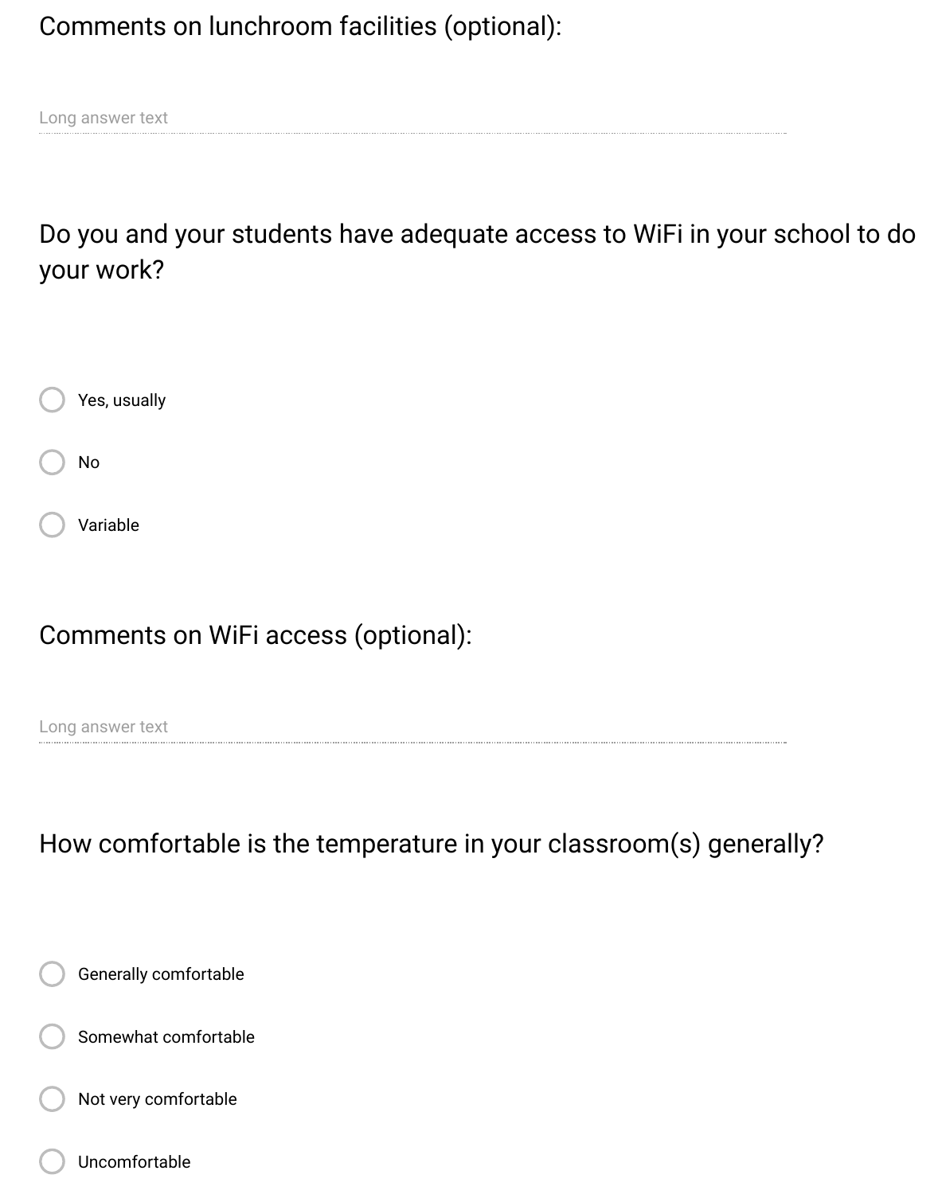Comments on lunchroom facilities (optional):

Long answer text

Do you and your students have adequate access to WiFi in your school to do your work?

- Yes, usually
- No
- Variable

Comments on WiFi access (optional):

Long answer text

How comfortable is the temperature in your classroom(s) generally?

- Generally comfortable
- Somewhat comfortable
- Not very comfortable
- Uncomfortable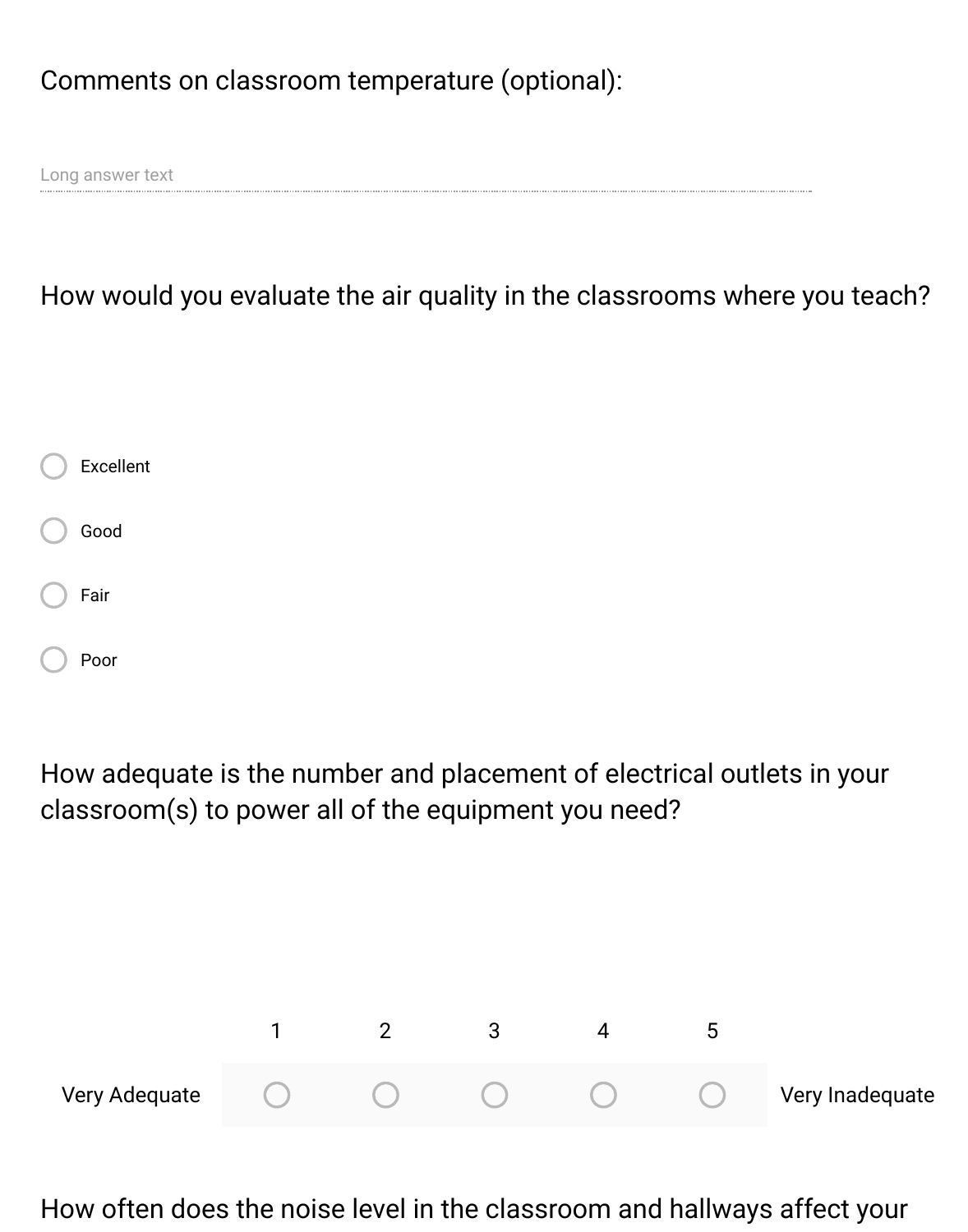Comments on classroom temperature (optional):

Long answer text

How would you evaluate the air quality in the classrooms where you teach?

- ○ Excellent
- ○ Good
- ○ Fair
- ○ Poor

How adequate is the number and placement of electrical outlets in your classroom(s) to power all of the equipment you need?

| | 1 | 2 | 3 | 4 | 5 | |
|---|---|---|---|---|---|---|
| Very Adequate | ○ | ○ | ○ | ○ | ○ | Very Inadequate |

How often does the noise level in the classroom and hallways affect your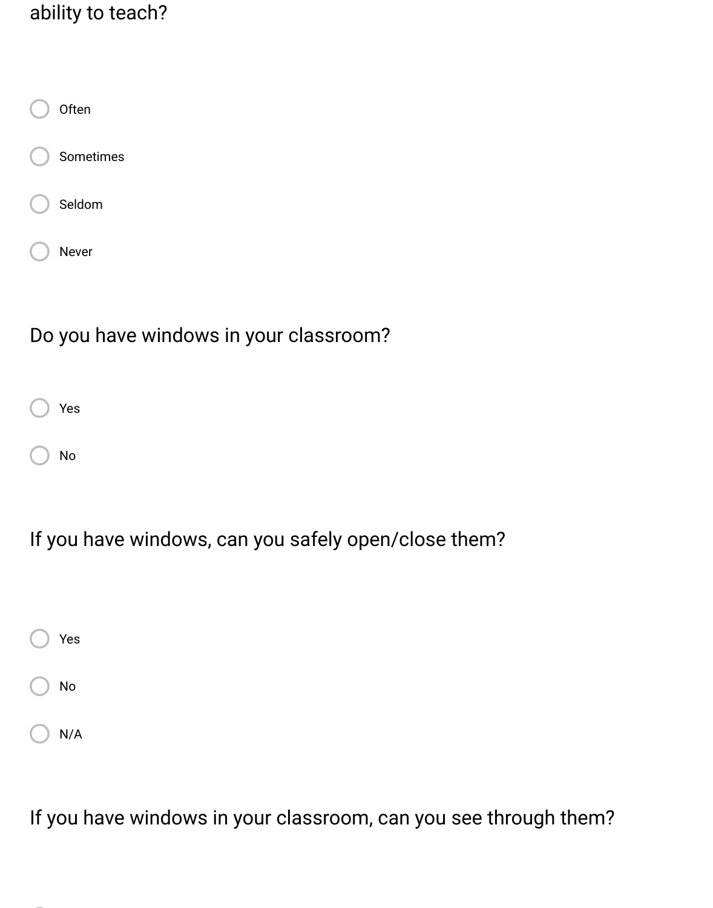ability to teach?

- Often
- Sometimes
- Seldom
- Never

Do you have windows in your classroom?

- Yes
- No

If you have windows, can you safely open/close them?

- Yes
- No
- N/A

If you have windows in your classroom, can you see through them?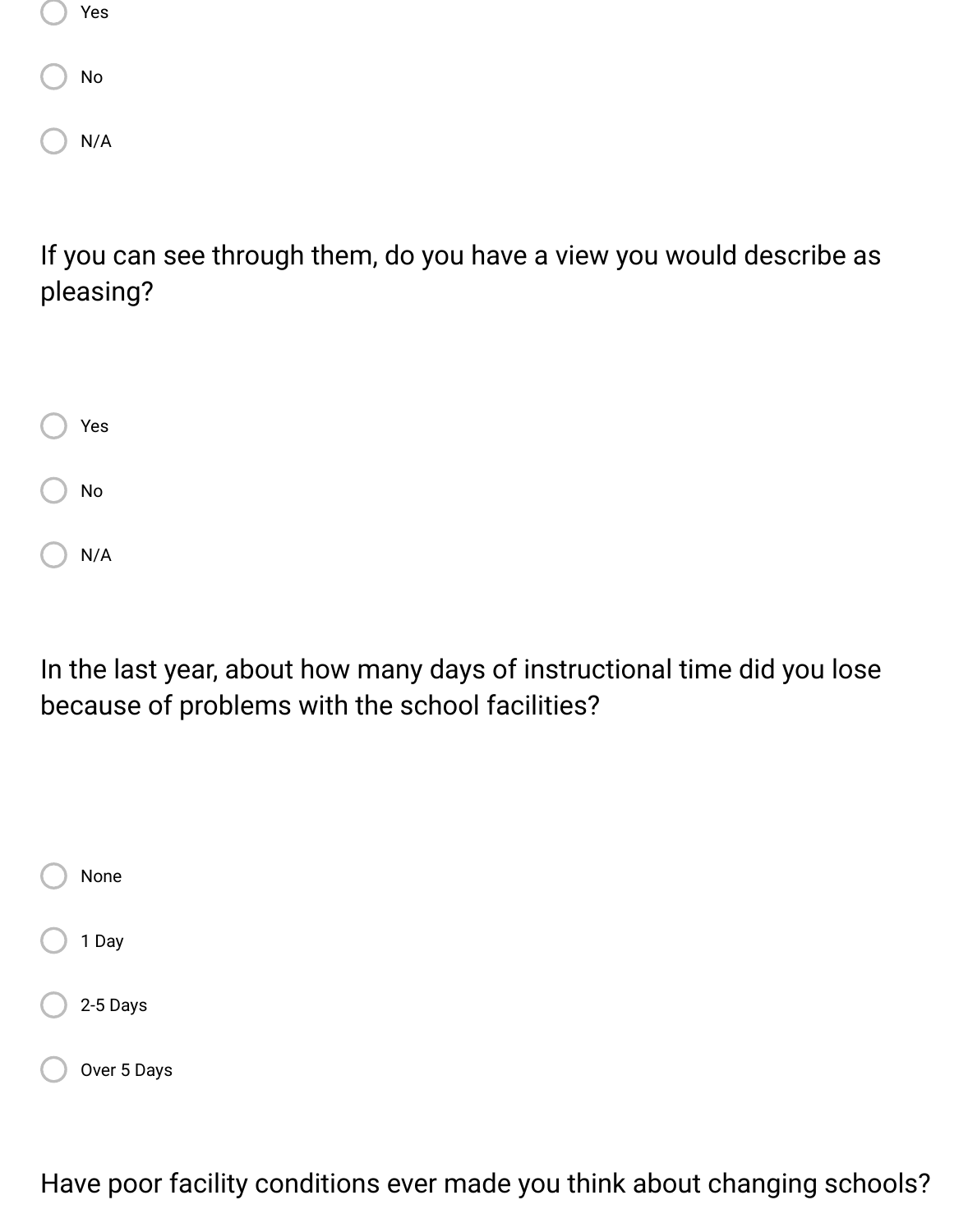- ○ Yes
- ○ No
- ○ N/A

If you can see through them, do you have a view you would describe as pleasing?

- ○ Yes
- ○ No
- ○ N/A

In the last year, about how many days of instructional time did you lose because of problems with the school facilities?

- ○ None
- ○ 1 Day
- ○ 2-5 Days
- ○ Over 5 Days

Have poor facility conditions ever made you think about changing schools?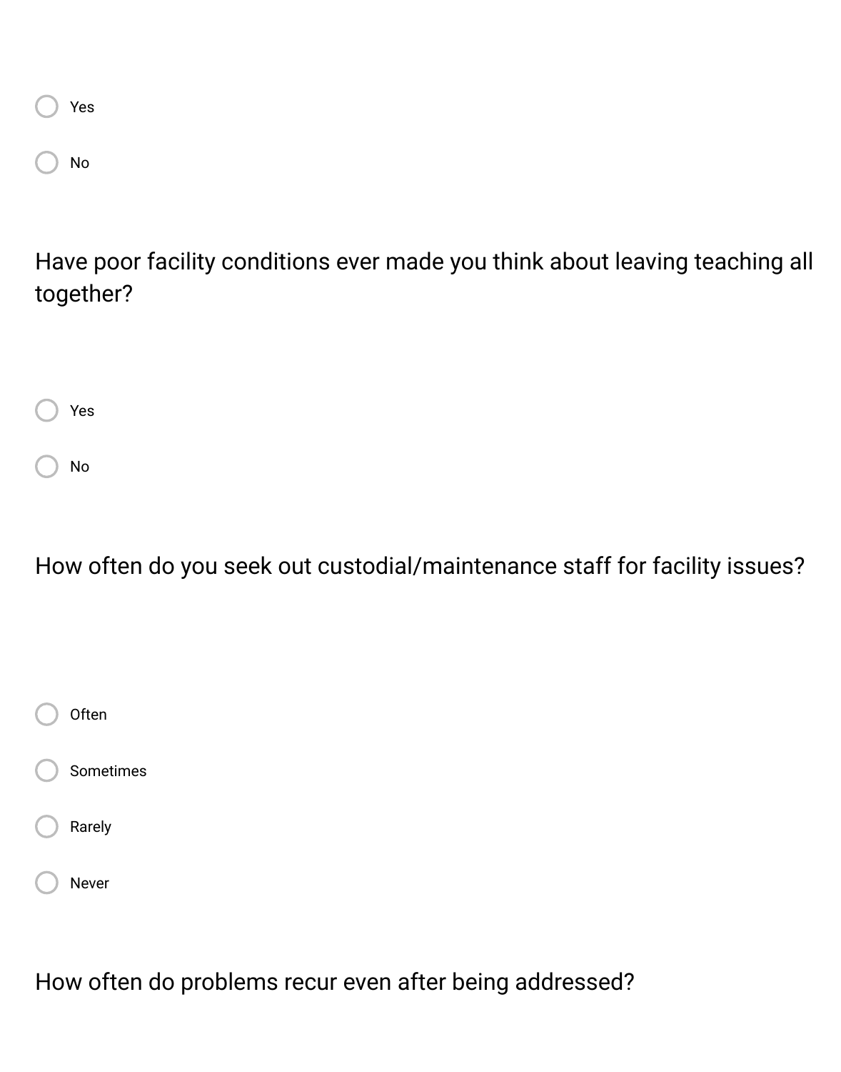- ◯ Yes
- ◯ No

Have poor facility conditions ever made you think about leaving teaching all together?

- ◯ Yes
- ◯ No

How often do you seek out custodial/maintenance staff for facility issues?

- ◯ Often
- ◯ Sometimes
- ◯ Rarely
- ◯ Never

How often do problems recur even after being addressed?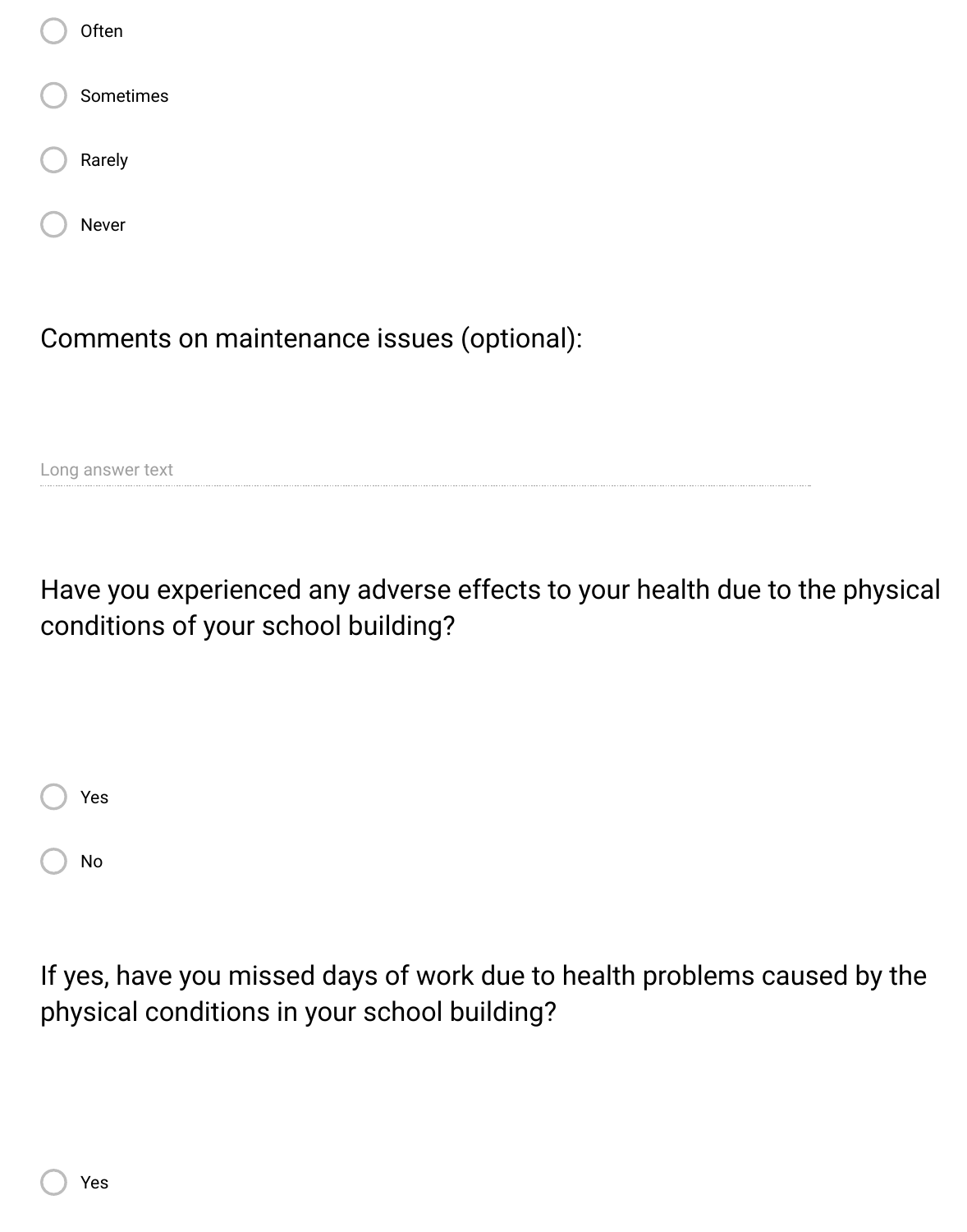- ○ Often
- ○ Sometimes
- ○ Rarely
- ○ Never

Comments on maintenance issues (optional):

Long answer text

Have you experienced any adverse effects to your health due to the physical conditions of your school building?

- ○ Yes
- ○ No

If yes, have you missed days of work due to health problems caused by the physical conditions in your school building?

- ○ Yes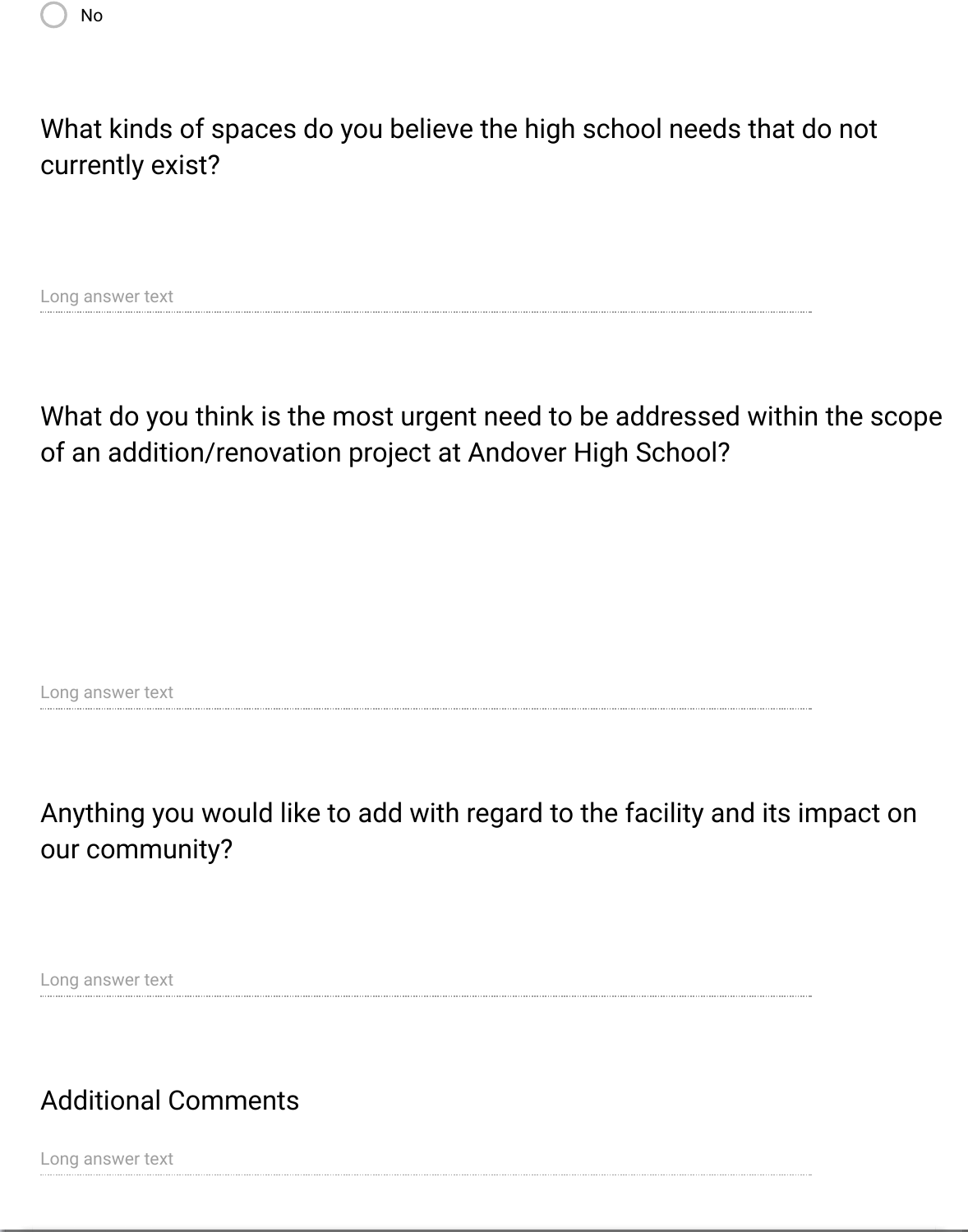- [ ] No

What kinds of spaces do you believe the high school needs that do not currently exist?

Long answer text

What do you think is the most urgent need to be addressed within the scope of an addition/renovation project at Andover High School?

Long answer text

Anything you would like to add with regard to the facility and its impact on our community?

Long answer text

Additional Comments

Long answer text